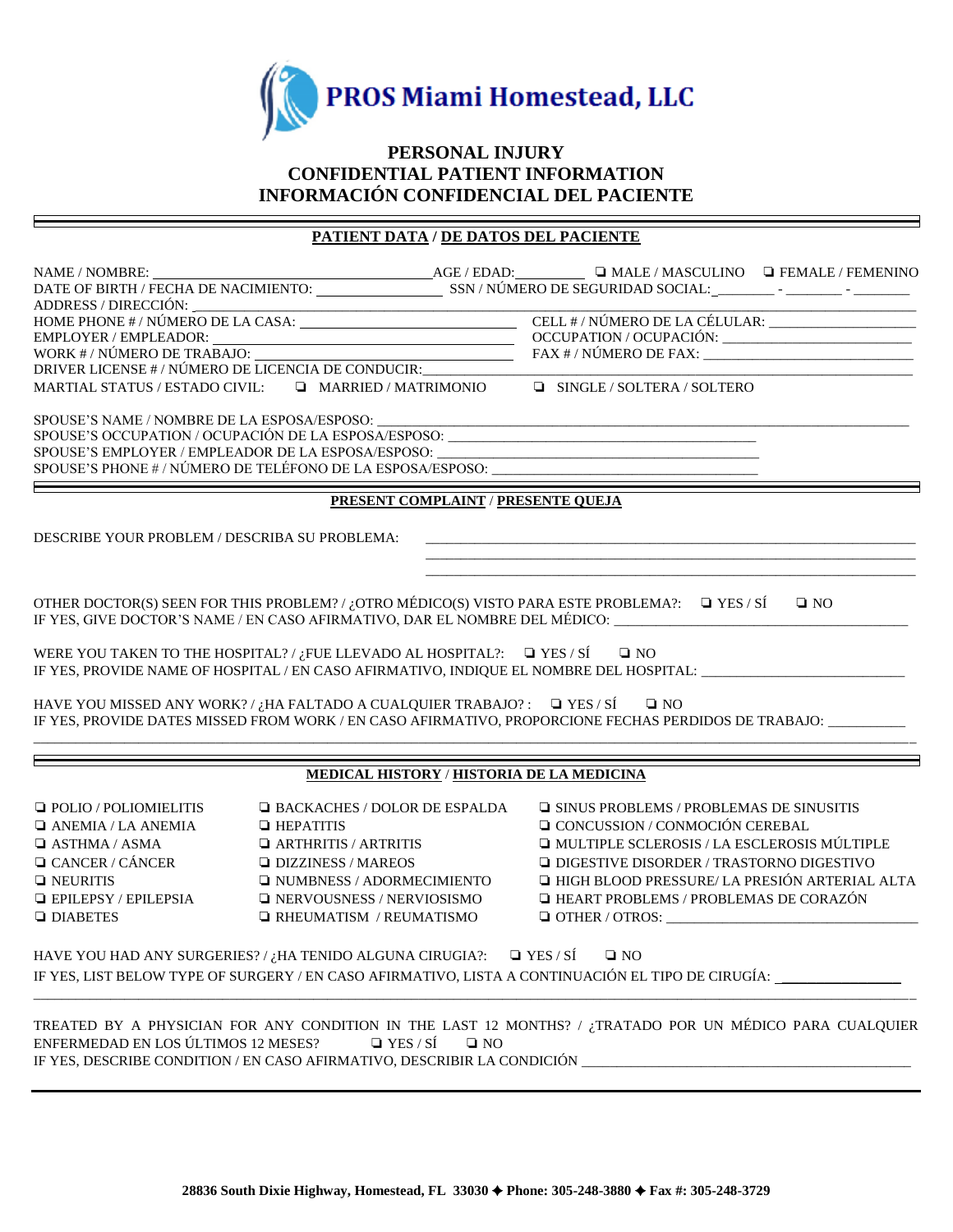**PROS Miami Homestead, LLC**

# PERSONAL INJURY
# CONFIDENTIAL PATIENT INFORMATION
# INFORMACIÓN CONFIDENCIAL DEL PACIENTE

## PATIENT DATA / DE DATOS DEL PACIENTE

NAME / NOMBRE: ______________________ AGE / EDAD: ________ ❑ MALE / MASCULINO ❑ FEMALE / FEMENINO

DATE OF BIRTH / FECHA DE NACIMIENTO: ______________ SSN / NÚMERO DE SEGURIDAD SOCIAL: _______ - _______ - _______

ADDRESS / DIRECCIÓN: ______________________________________________

HOME PHONE # / NÚMERO DE LA CASA: ______________________ CELL # / NÚMERO DE LA CÉLULAR: ______________________

EMPLOYER / EMPLEADOR: ______________________ OCCUPATION / OCUPACIÓN: ______________________

WORK # / NÚMERO DE TRABAJO: ______________________ FAX # / NÚMERO DE FAX: ______________________

DRIVER LICENSE # / NÚMERO DE LICENCIA DE CONDUCIR: ______________________

MARTIAL STATUS / ESTADO CIVIL: ❑ MARRIED / MATRIMONIO ❑ SINGLE / SOLTERA / SOLTERO

SPOUSE'S NAME / NOMBRE DE LA ESPOSA/ESPOSO: ______________________

SPOUSE'S OCCUPATION / OCUPACIÓN DE LA ESPOSA/ESPOSO: ______________________

SPOUSE'S EMPLOYER / EMPLEADOR DE LA ESPOSA/ESPOSO: ______________________

SPOUSE'S PHONE # / NÚMERO DE TELÉFONO DE LA ESPOSA/ESPOSO: ______________________

## PRESENT COMPLAINT / PRESENTE QUEJA

DESCRIBE YOUR PROBLEM / DESCRIBA SU PROBLEMA: ______________________
______________________
______________________

OTHER DOCTOR(S) SEEN FOR THIS PROBLEM? / ¿OTRO MÉDICO(S) VISTO PARA ESTE PROBLEMA?: ❑ YES / SÍ ❑ NO

IF YES, GIVE DOCTOR'S NAME / EN CASO AFIRMATIVO, DAR EL NOMBRE DEL MÉDICO: ______________________

WERE YOU TAKEN TO THE HOSPITAL? / ¿FUE LLEVADO AL HOSPITAL?: ❑ YES / SÍ ❑ NO

IF YES, PROVIDE NAME OF HOSPITAL / EN CASO AFIRMATIVO, INDIQUE EL NOMBRE DEL HOSPITAL: ______________________

HAVE YOU MISSED ANY WORK? / ¿HA FALTADO A CUALQUIER TRABAJO? : ❑ YES / SÍ ❑ NO

IF YES, PROVIDE DATES MISSED FROM WORK / EN CASO AFIRMATIVO, PROPORCIONE FECHAS PERDIDOS DE TRABAJO: __________
______________________________________________

## MEDICAL HISTORY / HISTORIA DE LA MEDICINA

| | | |
|---|---|---|
| ❑ POLIO / POLIOMIELITIS | ❑ BACKACHES / DOLOR DE ESPALDA | ❑ SINUS PROBLEMS / PROBLEMAS DE SINUSITIS |
| ❑ ANEMIA / LA ANEMIA | ❑ HEPATITIS | ❑ CONCUSSION / CONMOCIÓN CEREBAL |
| ❑ ASTHMA / ASMA | ❑ ARTHRITIS / ARTRITIS | ❑ MULTIPLE SCLEROSIS / LA ESCLEROSIS MÚLTIPLE |
| ❑ CANCER / CÁNCER | ❑ DIZZINESS / MAREOS | ❑ DIGESTIVE DISORDER / TRASTORNO DIGESTIVO |
| ❑ NEURITIS | ❑ NUMBNESS / ADORMECIMIENTO | ❑ HIGH BLOOD PRESSURE/ LA PRESIÓN ARTERIAL ALTA |
| ❑ EPILEPSY / EPILEPSIA | ❑ NERVOUSNESS / NERVIOSISMO | ❑ HEART PROBLEMS / PROBLEMAS DE CORAZÓN |
| ❑ DIABETES | ❑ RHEUMATISM / REUMATISMO | ❑ OTHER / OTROS: ______________________ |

HAVE YOU HAD ANY SURGERIES? / ¿HA TENIDO ALGUNA CIRUGIA?: ❑ YES / SÍ ❑ NO

IF YES, LIST BELOW TYPE OF SURGERY / EN CASO AFIRMATIVO, LISTA A CONTINUACIÓN EL TIPO DE CIRUGÍA: ______________
______________________________________________

TREATED BY A PHYSICIAN FOR ANY CONDITION IN THE LAST 12 MONTHS? / ¿TRATADO POR UN MÉDICO PARA CUALQUIER ENFERMEDAD EN LOS ÚLTIMOS 12 MESES? ❑ YES / SÍ ❑ NO

IF YES, DESCRIBE CONDITION / EN CASO AFIRMATIVO, DESCRIBIR LA CONDICIÓN ______________________

**28836 South Dixie Highway, Homestead, FL 33030 ✦ Phone: 305-248-3880 ✦ Fax #: 305-248-3729**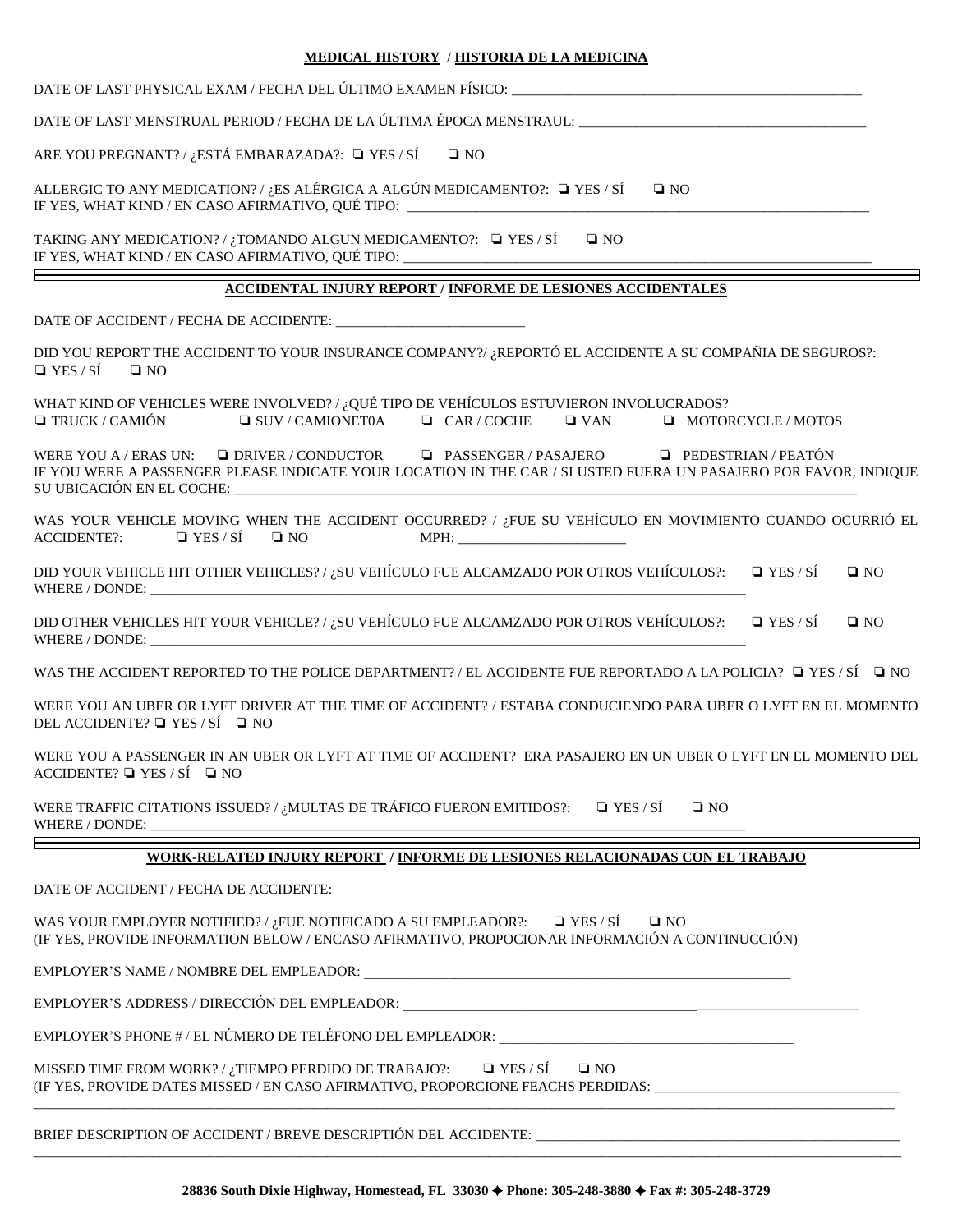## MEDICAL HISTORY / HISTORIA DE LA MEDICINA

DATE OF LAST PHYSICAL EXAM / FECHA DEL ÚLTIMO EXAMEN FÍSICO: ___________________________________________

DATE OF LAST MENSTRUAL PERIOD / FECHA DE LA ÚLTIMA ÉPOCA MENSTRAUL: ___________________________________

ARE YOU PREGNANT? / ¿ESTÁ EMBARAZADA?: ❑ YES / SÍ ❑ NO

ALLERGIC TO ANY MEDICATION? / ¿ES ALÉRGICA A ALGÚN MEDICAMENTO?: ❑ YES / SÍ ❑ NO
IF YES, WHAT KIND / EN CASO AFIRMATIVO, QUÉ TIPO: ___________________________________________

TAKING ANY MEDICATION? / ¿TOMANDO ALGUN MEDICAMENTO?: ❑ YES / SÍ ❑ NO
IF YES, WHAT KIND / EN CASO AFIRMATIVO, QUÉ TIPO: ___________________________________________

---

## ACCIDENTAL INJURY REPORT / INFORME DE LESIONES ACCIDENTALES

DATE OF ACCIDENT / FECHA DE ACCIDENTE: ___________________________

DID YOU REPORT THE ACCIDENT TO YOUR INSURANCE COMPANY?/ ¿REPORTÓ EL ACCIDENTE A SU COMPAÑIA DE SEGUROS?:
❑ YES / SÍ ❑ NO

WHAT KIND OF VEHICLES WERE INVOLVED? / ¿QUÉ TIPO DE VEHÍCULOS ESTUVIERON INVOLUCRADOS?
❑ TRUCK / CAMIÓN ❑ SUV / CAMIONET0A ❑ CAR / COCHE ❑ VAN ❑ MOTORCYCLE / MOTOS

WERE YOU A / ERAS UN: ❑ DRIVER / CONDUCTOR ❑ PASSENGER / PASAJERO ❑ PEDESTRIAN / PEATÓN
IF YOU WERE A PASSENGER PLEASE INDICATE YOUR LOCATION IN THE CAR / SI USTED FUERA UN PASAJERO POR FAVOR, INDIQUE SU UBICACIÓN EN EL COCHE: ___________________________________________

WAS YOUR VEHICLE MOVING WHEN THE ACCIDENT OCCURRED? / ¿FUE SU VEHÍCULO EN MOVIMIENTO CUANDO OCURRIÓ EL ACCIDENTE?: ❑ YES / SÍ ❑ NO MPH: ________________________

DID YOUR VEHICLE HIT OTHER VEHICLES? / ¿SU VEHÍCULO FUE ALCAMZADO POR OTROS VEHÍCULOS?: ❑ YES / SÍ ❑ NO
WHERE / DONDE: ___________________________________________

DID OTHER VEHICLES HIT YOUR VEHICLE? / ¿SU VEHÍCULO FUE ALCAMZADO POR OTROS VEHÍCULOS?: ❑ YES / SÍ ❑ NO
WHERE / DONDE: ___________________________________________

WAS THE ACCIDENT REPORTED TO THE POLICE DEPARTMENT? / EL ACCIDENTE FUE REPORTADO A LA POLICIA? ❑ YES / SÍ ❑ NO

WERE YOU AN UBER OR LYFT DRIVER AT THE TIME OF ACCIDENT? / ESTABA CONDUCIENDO PARA UBER O LYFT EN EL MOMENTO DEL ACCIDENTE? ❑ YES / SÍ ❑ NO

WERE YOU A PASSENGER IN AN UBER OR LYFT AT TIME OF ACCIDENT? ERA PASAJERO EN UN UBER O LYFT EN EL MOMENTO DEL ACCIDENTE? ❑ YES / SÍ ❑ NO

WERE TRAFFIC CITATIONS ISSUED? / ¿MULTAS DE TRÁFICO FUERON EMITIDOS?: ❑ YES / SÍ ❑ NO
WHERE / DONDE: ___________________________________________

---

## WORK-RELATED INJURY REPORT / INFORME DE LESIONES RELACIONADAS CON EL TRABAJO

DATE OF ACCIDENT / FECHA DE ACCIDENTE:

WAS YOUR EMPLOYER NOTIFIED? / ¿FUE NOTIFICADO A SU EMPLEADOR?: ❑ YES / SÍ ❑ NO
(IF YES, PROVIDE INFORMATION BELOW / ENCASO AFIRMATIVO, PROPOCIONAR INFORMACIÓN A CONTINUCCIÓN)

EMPLOYER'S NAME / NOMBRE DEL EMPLEADOR: ___________________________________________

EMPLOYER'S ADDRESS / DIRECCIÓN DEL EMPLEADOR: ___________________________________________

EMPLOYER'S PHONE # / EL NÚMERO DE TELÉFONO DEL EMPLEADOR: ___________________________________________

MISSED TIME FROM WORK? / ¿TIEMPO PERDIDO DE TRABAJO?: ❑ YES / SÍ ❑ NO
(IF YES, PROVIDE DATES MISSED / EN CASO AFIRMATIVO, PROPORCIONE FEACHS PERDIDAS: ___________________________________________
___________________________________________

BRIEF DESCRIPTION OF ACCIDENT / BREVE DESCRIPTIÓN DEL ACCIDENTE: ___________________________________________
___________________________________________

**28836 South Dixie Highway, Homestead, FL 33030 ✦ Phone: 305-248-3880 ✦ Fax #: 305-248-3729**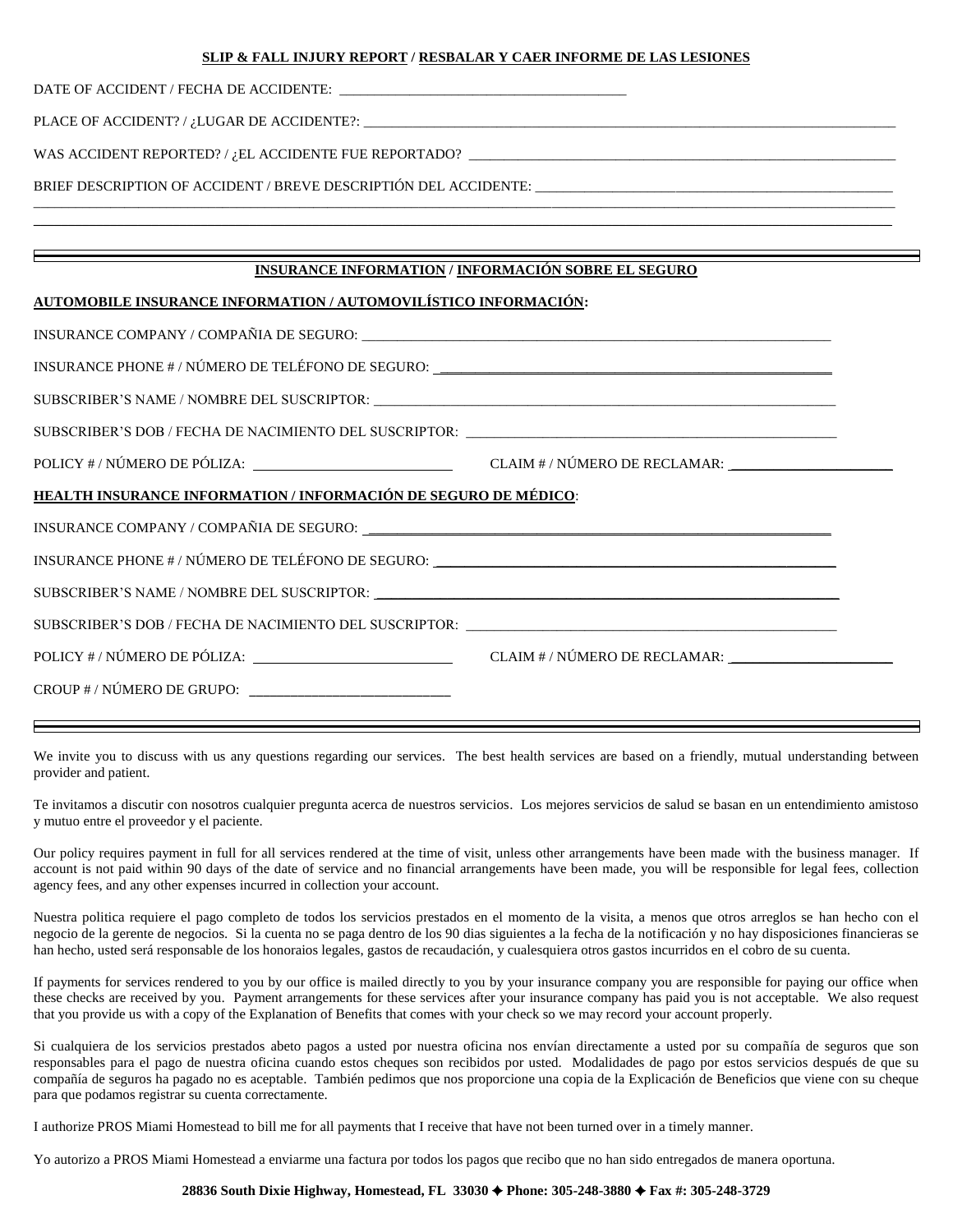## SLIP & FALL INJURY REPORT / RESBALAR Y CAER INFORME DE LAS LESIONES

DATE OF ACCIDENT / FECHA DE ACCIDENTE: ___________________________________________

PLACE OF ACCIDENT? / ¿LUGAR DE ACCIDENTE?: ___________________________________________

WAS ACCIDENT REPORTED? / ¿EL ACCIDENTE FUE REPORTADO? ___________________________________________

BRIEF DESCRIPTION OF ACCIDENT / BREVE DESCRIPTIÓN DEL ACCIDENTE: ___________________________________________

______________________________________________________________________________________

______________________________________________________________________________________

---

## INSURANCE INFORMATION / INFORMACIÓN SOBRE EL SEGURO

**AUTOMOBILE INSURANCE INFORMATION / AUTOMOVILÍSTICO INFORMACIÓN:**

INSURANCE COMPANY / COMPAÑIA DE SEGURO: ___________________________________________

INSURANCE PHONE # / NÚMERO DE TELÉFONO DE SEGURO: ___________________________________________

SUBSCRIBER'S NAME / NOMBRE DEL SUSCRIPTOR: ___________________________________________

SUBSCRIBER'S DOB / FECHA DE NACIMIENTO DEL SUSCRIPTOR: ___________________________________________

POLICY # / NÚMERO DE PÓLIZA: ____________________________ CLAIM # / NÚMERO DE RECLAMAR: ________________________

**HEALTH INSURANCE INFORMATION / INFORMACIÓN DE SEGURO DE MÉDICO:**

INSURANCE COMPANY / COMPAÑIA DE SEGURO: ___________________________________________

INSURANCE PHONE # / NÚMERO DE TELÉFONO DE SEGURO: ___________________________________________

SUBSCRIBER'S NAME / NOMBRE DEL SUSCRIPTOR: ___________________________________________

SUBSCRIBER'S DOB / FECHA DE NACIMIENTO DEL SUSCRIPTOR: ___________________________________________

POLICY # / NÚMERO DE PÓLIZA: ____________________________ CLAIM # / NÚMERO DE RECLAMAR: ________________________

CROUP # / NÚMERO DE GRUPO: ____________________________

---

We invite you to discuss with us any questions regarding our services. The best health services are based on a friendly, mutual understanding between provider and patient.

Te invitamos a discutir con nosotros cualquier pregunta acerca de nuestros servicios. Los mejores servicios de salud se basan en un entendimiento amistoso y mutuo entre el proveedor y el paciente.

Our policy requires payment in full for all services rendered at the time of visit, unless other arrangements have been made with the business manager. If account is not paid within 90 days of the date of service and no financial arrangements have been made, you will be responsible for legal fees, collection agency fees, and any other expenses incurred in collection your account.

Nuestra politica requiere el pago completo de todos los servicios prestados en el momento de la visita, a menos que otros arreglos se han hecho con el negocio de la gerente de negocios. Si la cuenta no se paga dentro de los 90 dias siguientes a la fecha de la notificación y no hay disposiciones financieras se han hecho, usted será responsable de los honoraios legales, gastos de recaudación, y cualesquiera otros gastos incurridos en el cobro de su cuenta.

If payments for services rendered to you by our office is mailed directly to you by your insurance company you are responsible for paying our office when these checks are received by you. Payment arrangements for these services after your insurance company has paid you is not acceptable. We also request that you provide us with a copy of the Explanation of Benefits that comes with your check so we may record your account properly.

Si cualquiera de los servicios prestados abeto pagos a usted por nuestra oficina nos envían directamente a usted por su compañía de seguros que son responsables para el pago de nuestra oficina cuando estos cheques son recibidos por usted. Modalidades de pago por estos servicios después de que su compañía de seguros ha pagado no es aceptable. También pedimos que nos proporcione una copia de la Explicación de Beneficios que viene con su cheque para que podamos registrar su cuenta correctamente.

I authorize PROS Miami Homestead to bill me for all payments that I receive that have not been turned over in a timely manner.

Yo autorizo a PROS Miami Homestead a enviarme una factura por todos los pagos que recibo que no han sido entregados de manera oportuna.

**28836 South Dixie Highway, Homestead, FL 33030 ✦ Phone: 305-248-3880 ✦ Fax #: 305-248-3729**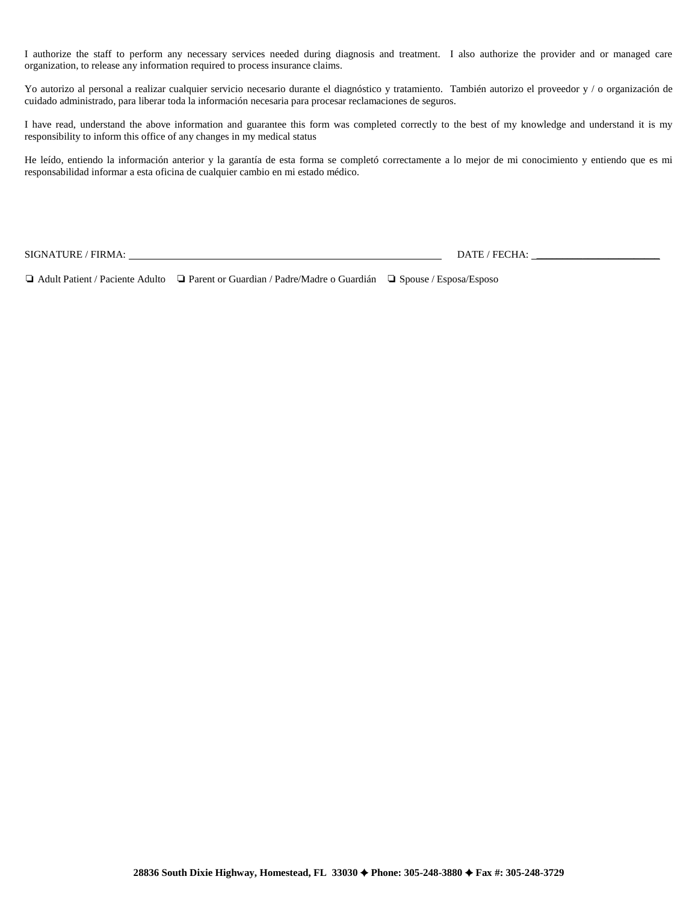I authorize the staff to perform any necessary services needed during diagnosis and treatment. I also authorize the provider and or managed care organization, to release any information required to process insurance claims.

Yo autorizo al personal a realizar cualquier servicio necesario durante el diagnóstico y tratamiento. También autorizo el proveedor y / o organización de cuidado administrado, para liberar toda la información necesaria para procesar reclamaciones de seguros.

I have read, understand the above information and guarantee this form was completed correctly to the best of my knowledge and understand it is my responsibility to inform this office of any changes in my medical status

He leído, entiendo la información anterior y la garantía de esta forma se completó correctamente a lo mejor de mi conocimiento y entiendo que es mi responsabilidad informar a esta oficina de cualquier cambio en mi estado médico.

SIGNATURE / FIRMA: ______________________________ DATE / FECHA: ______________

❏ Adult Patient / Paciente Adulto ❏ Parent or Guardian / Padre/Madre o Guardián ❏ Spouse / Esposa/Esposo

**28836 South Dixie Highway, Homestead, FL 33030 ✦ Phone: 305-248-3880 ✦ Fax #: 305-248-3729**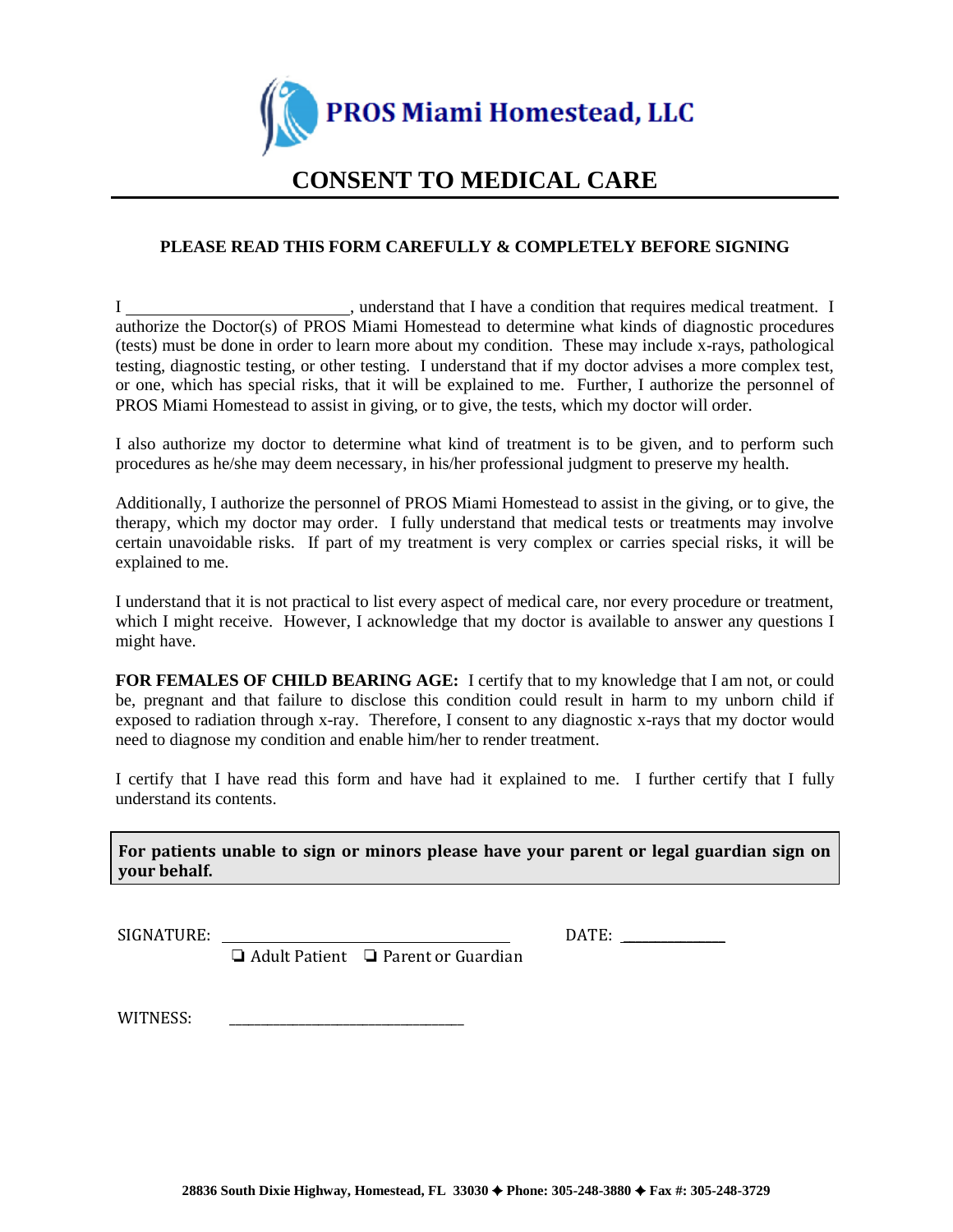**PROS Miami Homestead, LLC**

# CONSENT TO MEDICAL CARE

**PLEASE READ THIS FORM CAREFULLY & COMPLETELY BEFORE SIGNING**

I ___________________________, understand that I have a condition that requires medical treatment. I authorize the Doctor(s) of PROS Miami Homestead to determine what kinds of diagnostic procedures (tests) must be done in order to learn more about my condition. These may include x-rays, pathological testing, diagnostic testing, or other testing. I understand that if my doctor advises a more complex test, or one, which has special risks, that it will be explained to me. Further, I authorize the personnel of PROS Miami Homestead to assist in giving, or to give, the tests, which my doctor will order.

I also authorize my doctor to determine what kind of treatment is to be given, and to perform such procedures as he/she may deem necessary, in his/her professional judgment to preserve my health.

Additionally, I authorize the personnel of PROS Miami Homestead to assist in the giving, or to give, the therapy, which my doctor may order. I fully understand that medical tests or treatments may involve certain unavoidable risks. If part of my treatment is very complex or carries special risks, it will be explained to me.

I understand that it is not practical to list every aspect of medical care, nor every procedure or treatment, which I might receive. However, I acknowledge that my doctor is available to answer any questions I might have.

**FOR FEMALES OF CHILD BEARING AGE:** I certify that to my knowledge that I am not, or could be, pregnant and that failure to disclose this condition could result in harm to my unborn child if exposed to radiation through x-ray. Therefore, I consent to any diagnostic x-rays that my doctor would need to diagnose my condition and enable him/her to render treatment.

I certify that I have read this form and have had it explained to me. I further certify that I fully understand its contents.

**For patients unable to sign or minors please have your parent or legal guardian sign on your behalf.**

SIGNATURE: ___________________________________ DATE: ______________

❏ Adult Patient ❏ Parent or Guardian

WITNESS: ___________________________________

28836 South Dixie Highway, Homestead, FL 33030 ✦ Phone: 305-248-3880 ✦ Fax #: 305-248-3729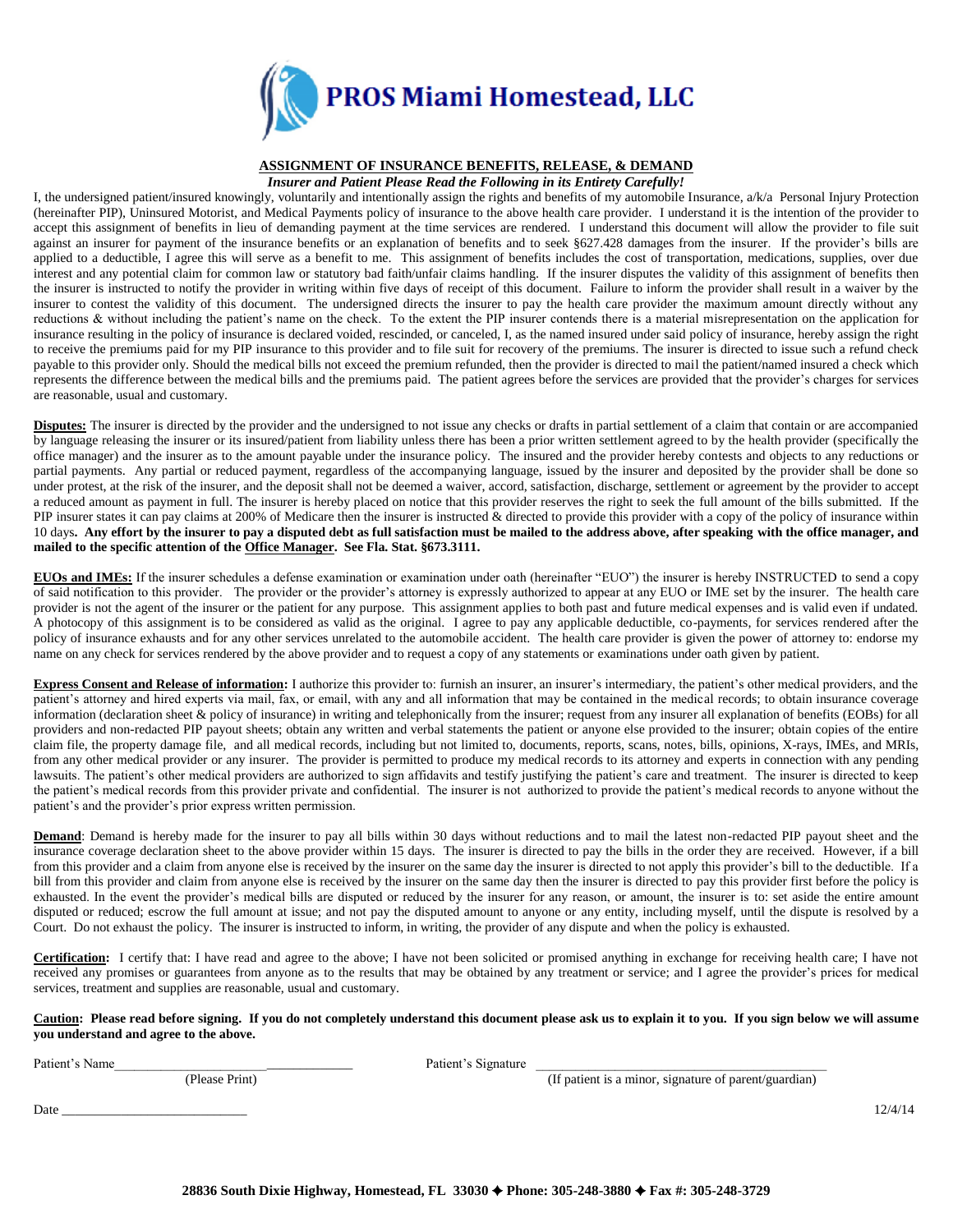# PROS Miami Homestead, LLC

## ASSIGNMENT OF INSURANCE BENEFITS, RELEASE, & DEMAND

***Insurer and Patient Please Read the Following in its Entirety Carefully!***

I, the undersigned patient/insured knowingly, voluntarily and intentionally assign the rights and benefits of my automobile Insurance, a/k/a Personal Injury Protection (hereinafter PIP), Uninsured Motorist, and Medical Payments policy of insurance to the above health care provider. I understand it is the intention of the provider to accept this assignment of benefits in lieu of demanding payment at the time services are rendered. I understand this document will allow the provider to file suit against an insurer for payment of the insurance benefits or an explanation of benefits and to seek §627.428 damages from the insurer. If the provider's bills are applied to a deductible, I agree this will serve as a benefit to me. This assignment of benefits includes the cost of transportation, medications, supplies, over due interest and any potential claim for common law or statutory bad faith/unfair claims handling. If the insurer disputes the validity of this assignment of benefits then the insurer is instructed to notify the provider in writing within five days of receipt of this document. Failure to inform the provider shall result in a waiver by the insurer to contest the validity of this document. The undersigned directs the insurer to pay the health care provider the maximum amount directly without any reductions & without including the patient's name on the check. To the extent the PIP insurer contends there is a material misrepresentation on the application for insurance resulting in the policy of insurance is declared voided, rescinded, or canceled, I, as the named insured under said policy of insurance, hereby assign the right to receive the premiums paid for my PIP insurance to this provider and to file suit for recovery of the premiums. The insurer is directed to issue such a refund check payable to this provider only. Should the medical bills not exceed the premium refunded, then the provider is directed to mail the patient/named insured a check which represents the difference between the medical bills and the premiums paid. The patient agrees before the services are provided that the provider's charges for services are reasonable, usual and customary.

**Disputes:** The insurer is directed by the provider and the undersigned to not issue any checks or drafts in partial settlement of a claim that contain or are accompanied by language releasing the insurer or its insured/patient from liability unless there has been a prior written settlement agreed to by the health provider (specifically the office manager) and the insurer as to the amount payable under the insurance policy. The insured and the provider hereby contests and objects to any reductions or partial payments. Any partial or reduced payment, regardless of the accompanying language, issued by the insurer and deposited by the provider shall be done so under protest, at the risk of the insurer, and the deposit shall not be deemed a waiver, accord, satisfaction, discharge, settlement or agreement by the provider to accept a reduced amount as payment in full. The insurer is hereby placed on notice that this provider reserves the right to seek the full amount of the bills submitted. If the PIP insurer states it can pay claims at 200% of Medicare then the insurer is instructed & directed to provide this provider with a copy of the policy of insurance within 10 days**. Any effort by the insurer to pay a disputed debt as full satisfaction must be mailed to the address above, after speaking with the office manager, and mailed to the specific attention of the Office Manager. See Fla. Stat. §673.3111.**

**EUOs and IMEs:** If the insurer schedules a defense examination or examination under oath (hereinafter "EUO") the insurer is hereby INSTRUCTED to send a copy of said notification to this provider. The provider or the provider's attorney is expressly authorized to appear at any EUO or IME set by the insurer. The health care provider is not the agent of the insurer or the patient for any purpose. This assignment applies to both past and future medical expenses and is valid even if undated. A photocopy of this assignment is to be considered as valid as the original. I agree to pay any applicable deductible, co-payments, for services rendered after the policy of insurance exhausts and for any other services unrelated to the automobile accident. The health care provider is given the power of attorney to: endorse my name on any check for services rendered by the above provider and to request a copy of any statements or examinations under oath given by patient.

**Express Consent and Release of information:** I authorize this provider to: furnish an insurer, an insurer's intermediary, the patient's other medical providers, and the patient's attorney and hired experts via mail, fax, or email, with any and all information that may be contained in the medical records; to obtain insurance coverage information (declaration sheet & policy of insurance) in writing and telephonically from the insurer; request from any insurer all explanation of benefits (EOBs) for all providers and non-redacted PIP payout sheets; obtain any written and verbal statements the patient or anyone else provided to the insurer; obtain copies of the entire claim file, the property damage file, and all medical records, including but not limited to, documents, reports, scans, notes, bills, opinions, X-rays, IMEs, and MRIs, from any other medical provider or any insurer. The provider is permitted to produce my medical records to its attorney and experts in connection with any pending lawsuits. The patient's other medical providers are authorized to sign affidavits and testify justifying the patient's care and treatment. The insurer is directed to keep the patient's medical records from this provider private and confidential. The insurer is not authorized to provide the patient's medical records to anyone without the patient's and the provider's prior express written permission.

**Demand**: Demand is hereby made for the insurer to pay all bills within 30 days without reductions and to mail the latest non-redacted PIP payout sheet and the insurance coverage declaration sheet to the above provider within 15 days. The insurer is directed to pay the bills in the order they are received. However, if a bill from this provider and a claim from anyone else is received by the insurer on the same day the insurer is directed to not apply this provider's bill to the deductible. If a bill from this provider and claim from anyone else is received by the insurer on the same day then the insurer is directed to pay this provider first before the policy is exhausted. In the event the provider's medical bills are disputed or reduced by the insurer for any reason, or amount, the insurer is to: set aside the entire amount disputed or reduced; escrow the full amount at issue; and not pay the disputed amount to anyone or any entity, including myself, until the dispute is resolved by a Court. Do not exhaust the policy. The insurer is instructed to inform, in writing, the provider of any dispute and when the policy is exhausted.

**Certification:** I certify that: I have read and agree to the above; I have not been solicited or promised anything in exchange for receiving health care; I have not received any promises or guarantees from anyone as to the results that may be obtained by any treatment or service; and I agree the provider's prices for medical services, treatment and supplies are reasonable, usual and customary.

**Caution: Please read before signing. If you do not completely understand this document please ask us to explain it to you. If you sign below we will assume you understand and agree to the above.**

Patient's Name_______________________________________ (Please Print)

Patient's Signature _______________________________________ (If patient is a minor, signature of parent/guardian)

Date ___________________________

12/4/14

**28836 South Dixie Highway, Homestead, FL 33030 ✦ Phone: 305-248-3880 ✦ Fax #: 305-248-3729**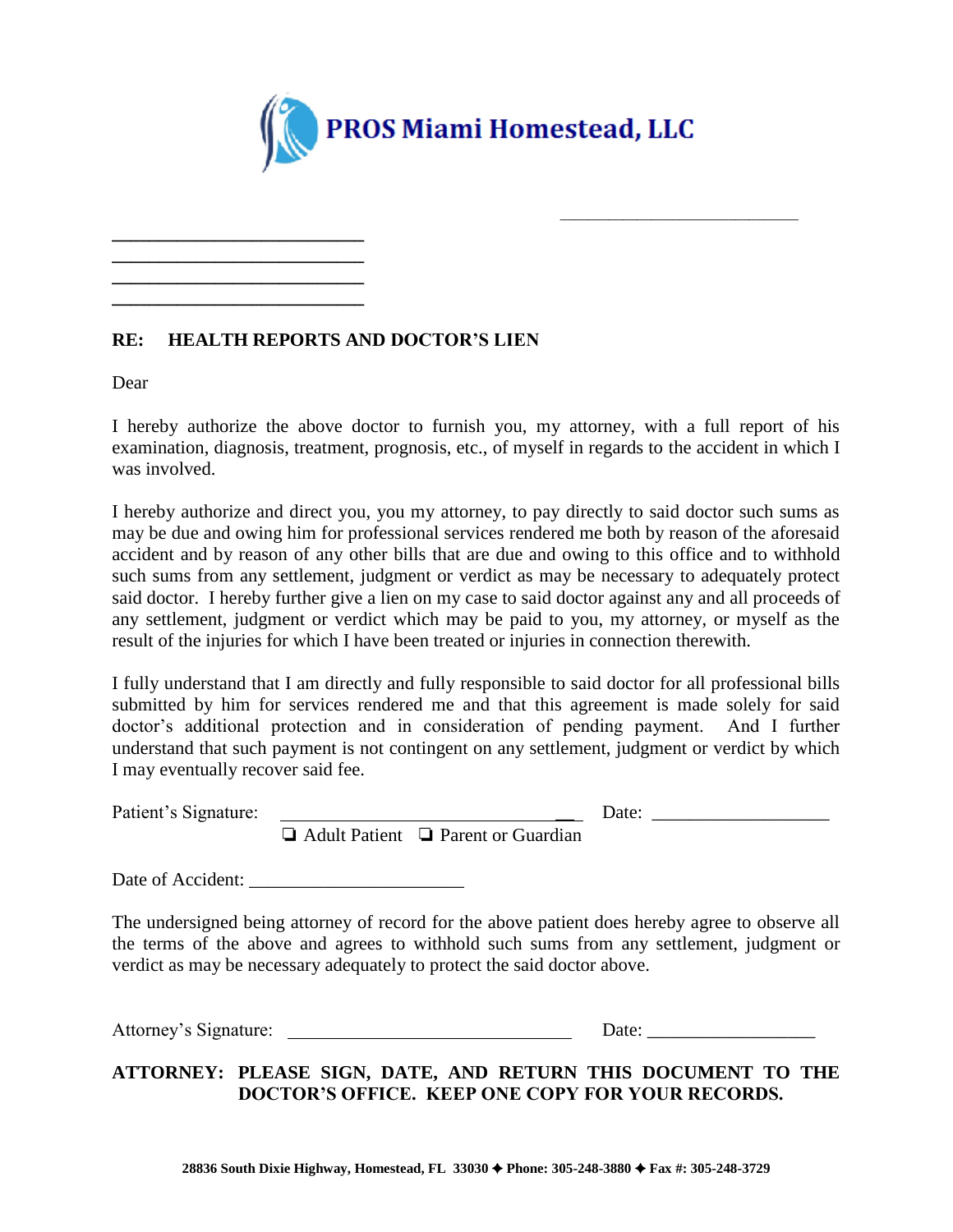# PROS Miami Homestead, LLC

\_\_\_\_\_\_\_\_\_\_\_\_\_\_\_\_\_\_\_\_\_\_\_\_\_\_\_\_

\_\_\_\_\_\_\_\_\_\_\_\_\_\_\_\_\_\_\_\_\_\_\_\_\_\_\_\_  
\_\_\_\_\_\_\_\_\_\_\_\_\_\_\_\_\_\_\_\_\_\_\_\_\_\_\_\_  
\_\_\_\_\_\_\_\_\_\_\_\_\_\_\_\_\_\_\_\_\_\_\_\_\_\_\_\_  
\_\_\_\_\_\_\_\_\_\_\_\_\_\_\_\_\_\_\_\_\_\_\_\_\_\_\_\_

**RE: HEALTH REPORTS AND DOCTOR'S LIEN**

Dear

I hereby authorize the above doctor to furnish you, my attorney, with a full report of his examination, diagnosis, treatment, prognosis, etc., of myself in regards to the accident in which I was involved.

I hereby authorize and direct you, you my attorney, to pay directly to said doctor such sums as may be due and owing him for professional services rendered me both by reason of the aforesaid accident and by reason of any other bills that are due and owing to this office and to withhold such sums from any settlement, judgment or verdict as may be necessary to adequately protect said doctor. I hereby further give a lien on my case to said doctor against any and all proceeds of any settlement, judgment or verdict which may be paid to you, my attorney, or myself as the result of the injuries for which I have been treated or injuries in connection therewith.

I fully understand that I am directly and fully responsible to said doctor for all professional bills submitted by him for services rendered me and that this agreement is made solely for said doctor's additional protection and in consideration of pending payment. And I further understand that such payment is not contingent on any settlement, judgment or verdict by which I may eventually recover said fee.

Patient's Signature: \_\_\_\_\_\_\_\_\_\_\_\_\_\_\_\_\_\_\_\_\_\_\_\_\_\_\_\_\_\_\_\_ Date: \_\_\_\_\_\_\_\_\_\_\_\_\_\_\_\_\_\_\_

❑ Adult Patient ❑ Parent or Guardian

Date of Accident: \_\_\_\_\_\_\_\_\_\_\_\_\_\_\_\_\_\_\_\_\_\_\_

The undersigned being attorney of record for the above patient does hereby agree to observe all the terms of the above and agrees to withhold such sums from any settlement, judgment or verdict as may be necessary adequately to protect the said doctor above.

Attorney's Signature: \_\_\_\_\_\_\_\_\_\_\_\_\_\_\_\_\_\_\_\_\_\_\_\_\_\_\_\_\_\_\_ Date: \_\_\_\_\_\_\_\_\_\_\_\_\_\_\_\_\_\_

**ATTORNEY: PLEASE SIGN, DATE, AND RETURN THIS DOCUMENT TO THE DOCTOR'S OFFICE. KEEP ONE COPY FOR YOUR RECORDS.**

**28836 South Dixie Highway, Homestead, FL 33030 ✦ Phone: 305-248-3880 ✦ Fax #: 305-248-3729**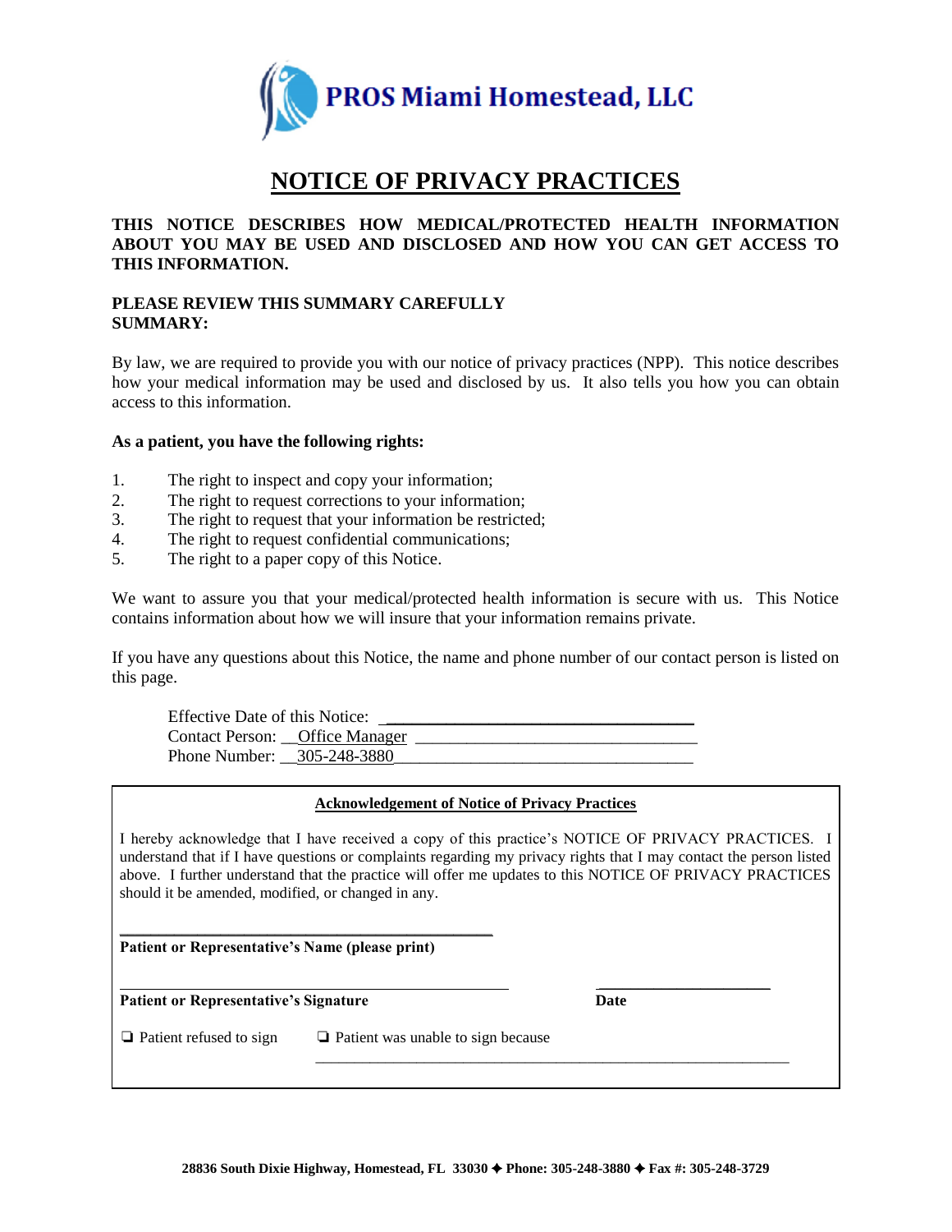**PROS Miami Homestead, LLC**

# NOTICE OF PRIVACY PRACTICES

**THIS NOTICE DESCRIBES HOW MEDICAL/PROTECTED HEALTH INFORMATION ABOUT YOU MAY BE USED AND DISCLOSED AND HOW YOU CAN GET ACCESS TO THIS INFORMATION.**

**PLEASE REVIEW THIS SUMMARY CAREFULLY**
**SUMMARY:**

By law, we are required to provide you with our notice of privacy practices (NPP). This notice describes how your medical information may be used and disclosed by us. It also tells you how you can obtain access to this information.

**As a patient, you have the following rights:**

1. The right to inspect and copy your information;
2. The right to request corrections to your information;
3. The right to request that your information be restricted;
4. The right to request confidential communications;
5. The right to a paper copy of this Notice.

We want to assure you that your medical/protected health information is secure with us. This Notice contains information about how we will insure that your information remains private.

If you have any questions about this Notice, the name and phone number of our contact person is listed on this page.

Effective Date of this Notice: ____________________________________
Contact Person: __Office Manager ________________________________
Phone Number: __305-248-3880__________________________________

**Acknowledgement of Notice of Privacy Practices**

I hereby acknowledge that I have received a copy of this practice's NOTICE OF PRIVACY PRACTICES. I understand that if I have questions or complaints regarding my privacy rights that I may contact the person listed above. I further understand that the practice will offer me updates to this NOTICE OF PRIVACY PRACTICES should it be amended, modified, or changed in any.

_______________________________________________
**Patient or Representative's Name (please print)**

_______________________________________________ ______________________
**Patient or Representative's Signature** **Date**

❏ Patient refused to sign ❏ Patient was unable to sign because
_____________________________________________________________

**28836 South Dixie Highway, Homestead, FL 33030 ✦ Phone: 305-248-3880 ✦ Fax #: 305-248-3729**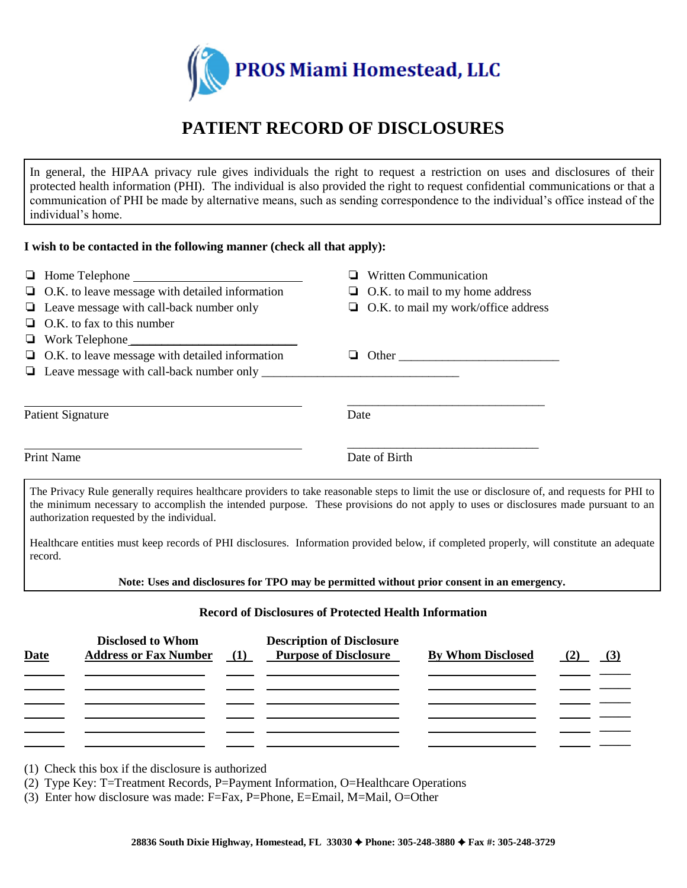# PROS Miami Homestead, LLC

# PATIENT RECORD OF DISCLOSURES

In general, the HIPAA privacy rule gives individuals the right to request a restriction on uses and disclosures of their protected health information (PHI). The individual is also provided the right to request confidential communications or that a communication of PHI be made by alternative means, such as sending correspondence to the individual's office instead of the individual's home.

**I wish to be contacted in the following manner (check all that apply):**

- ❑ Home Telephone ___________________________
- ❑ O.K. to leave message with detailed information
- ❑ Leave message with call-back number only
- ❑ O.K. to fax to this number
- ❑ Work Telephone___________________________
- ❑ O.K. to leave message with detailed information
- ❑ Leave message with call-back number only ________________________________
- ❑ Written Communication
- ❑ O.K. to mail to my home address
- ❑ O.K. to mail my work/office address
- ❑ Other __________________________

______________________________________________ ________________________________

Patient Signature Date

______________________________________________ ________________________________

Print Name Date of Birth

The Privacy Rule generally requires healthcare providers to take reasonable steps to limit the use or disclosure of, and requests for PHI to the minimum necessary to accomplish the intended purpose. These provisions do not apply to uses or disclosures made pursuant to an authorization requested by the individual.

Healthcare entities must keep records of PHI disclosures. Information provided below, if completed properly, will constitute an adequate record.

**Note: Uses and disclosures for TPO may be permitted without prior consent in an emergency.**

### Record of Disclosures of Protected Health Information

| Date | Disclosed to Whom Address or Fax Number | (1) | Description of Disclosure Purpose of Disclosure | By Whom Disclosed | (2) | (3) |
|---|---|---|---|---|---|---|
| | | | | | | |
| | | | | | | |
| | | | | | | |
| | | | | | | |
| | | | | | | |
| | | | | | | |

(1) Check this box if the disclosure is authorized
(2) Type Key: T=Treatment Records, P=Payment Information, O=Healthcare Operations
(3) Enter how disclosure was made: F=Fax, P=Phone, E=Email, M=Mail, O=Other

**28836 South Dixie Highway, Homestead, FL 33030 ✦ Phone: 305-248-3880 ✦ Fax #: 305-248-3729**